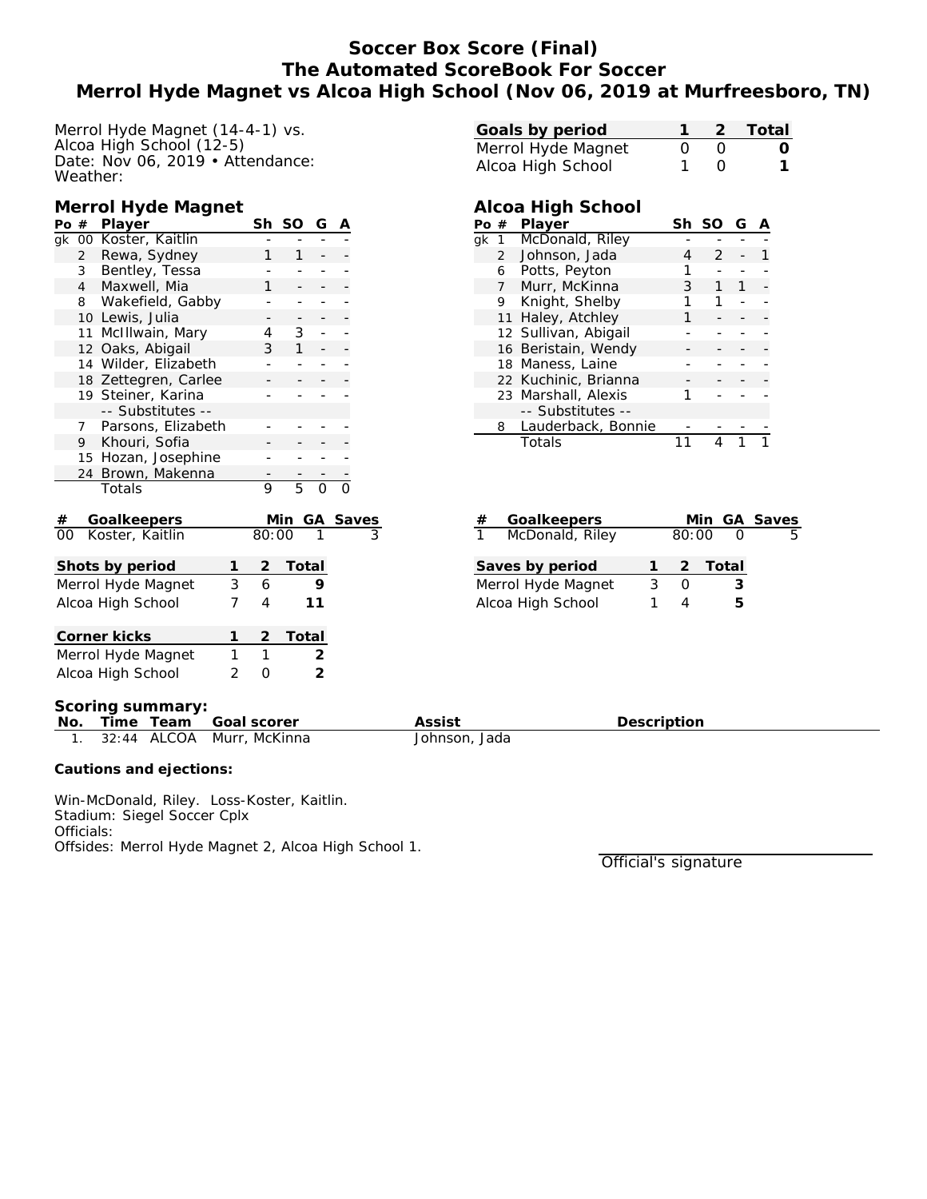# Soccer Box Score (Final)
# The Automated ScoreBook For Soccer
# Merrol Hyde Magnet vs Alcoa High School (Nov 06, 2019 at Murfreesboro, TN)

Merrol Hyde Magnet (14-4-1) vs.
Alcoa High School (12-5)
Date: Nov 06, 2019 • Attendance:
Weather:

| Goals by period | 1 | 2 | Total |
|---|---|---|---|
| Merrol Hyde Magnet | 0 | 0 | **0** |
| Alcoa High School | 1 | 0 | **1** |

## Merrol Hyde Magnet

| Po | # | Player | Sh | SO | G | A |
|---|---|---|---|---|---|---|
| gk | 00 | Koster, Kaitlin | - | - | - | - |
| | 2 | Rewa, Sydney | 1 | 1 | - | - |
| | 3 | Bentley, Tessa | - | - | - | - |
| | 4 | Maxwell, Mia | 1 | - | - | - |
| | 8 | Wakefield, Gabby | - | - | - | - |
| | 10 | Lewis, Julia | - | - | - | - |
| | 11 | McIlwain, Mary | 4 | 3 | - | - |
| | 12 | Oaks, Abigail | 3 | 1 | - | - |
| | 14 | Wilder, Elizabeth | - | - | - | - |
| | 18 | Zettegren, Carlee | - | - | - | - |
| | 19 | Steiner, Karina | - | - | - | - |
| | | -- Substitutes -- | | | | |
| | 7 | Parsons, Elizabeth | - | - | - | - |
| | 9 | Khouri, Sofia | - | - | - | - |
| | 15 | Hozan, Josephine | - | - | - | - |
| | 24 | Brown, Makenna | - | - | - | - |
| | | Totals | 9 | 5 | 0 | 0 |

## Alcoa High School

| Po | # | Player | Sh | SO | G | A |
|---|---|---|---|---|---|---|
| gk | 1 | McDonald, Riley | - | - | - | - |
| | 2 | Johnson, Jada | 4 | 2 | - | 1 |
| | 6 | Potts, Peyton | 1 | - | - | - |
| | 7 | Murr, McKinna | 3 | 1 | 1 | - |
| | 9 | Knight, Shelby | 1 | 1 | - | - |
| | 11 | Haley, Atchley | 1 | - | - | - |
| | 12 | Sullivan, Abigail | - | - | - | - |
| | 16 | Beristain, Wendy | - | - | - | - |
| | 18 | Maness, Laine | - | - | - | - |
| | 22 | Kuchinic, Brianna | - | - | - | - |
| | 23 | Marshall, Alexis | 1 | - | - | - |
| | | -- Substitutes -- | | | | |
| | 8 | Lauderback, Bonnie | - | - | - | - |
| | | Totals | 11 | 4 | 1 | 1 |

| # | Goalkeepers | Min | GA | Saves |
|---|---|---|---|---|
| 00 | Koster, Kaitlin | 80:00 | 1 | 3 |

| # | Goalkeepers | Min | GA | Saves |
|---|---|---|---|---|
| 1 | McDonald, Riley | 80:00 | 0 | 5 |

| Shots by period | 1 | 2 | Total |
|---|---|---|---|
| Merrol Hyde Magnet | 3 | 6 | **9** |
| Alcoa High School | 7 | 4 | **11** |

| Saves by period | 1 | 2 | Total |
|---|---|---|---|
| Merrol Hyde Magnet | 3 | 0 | **3** |
| Alcoa High School | 1 | 4 | **5** |

| Corner kicks | 1 | 2 | Total |
|---|---|---|---|
| Merrol Hyde Magnet | 1 | 1 | **2** |
| Alcoa High School | 2 | 0 | **2** |

**Scoring summary:**

| No. | Time | Team | Goal scorer | Assist | Description |
|---|---|---|---|---|---|
| 1. | 32:44 | ALCOA | Murr, McKinna | Johnson, Jada | |

**Cautions and ejections:**

Win-McDonald, Riley. Loss-Koster, Kaitlin.
Stadium: Siegel Soccer Cplx
Officials:
Offsides: Merrol Hyde Magnet 2, Alcoa High School 1.

Official's signature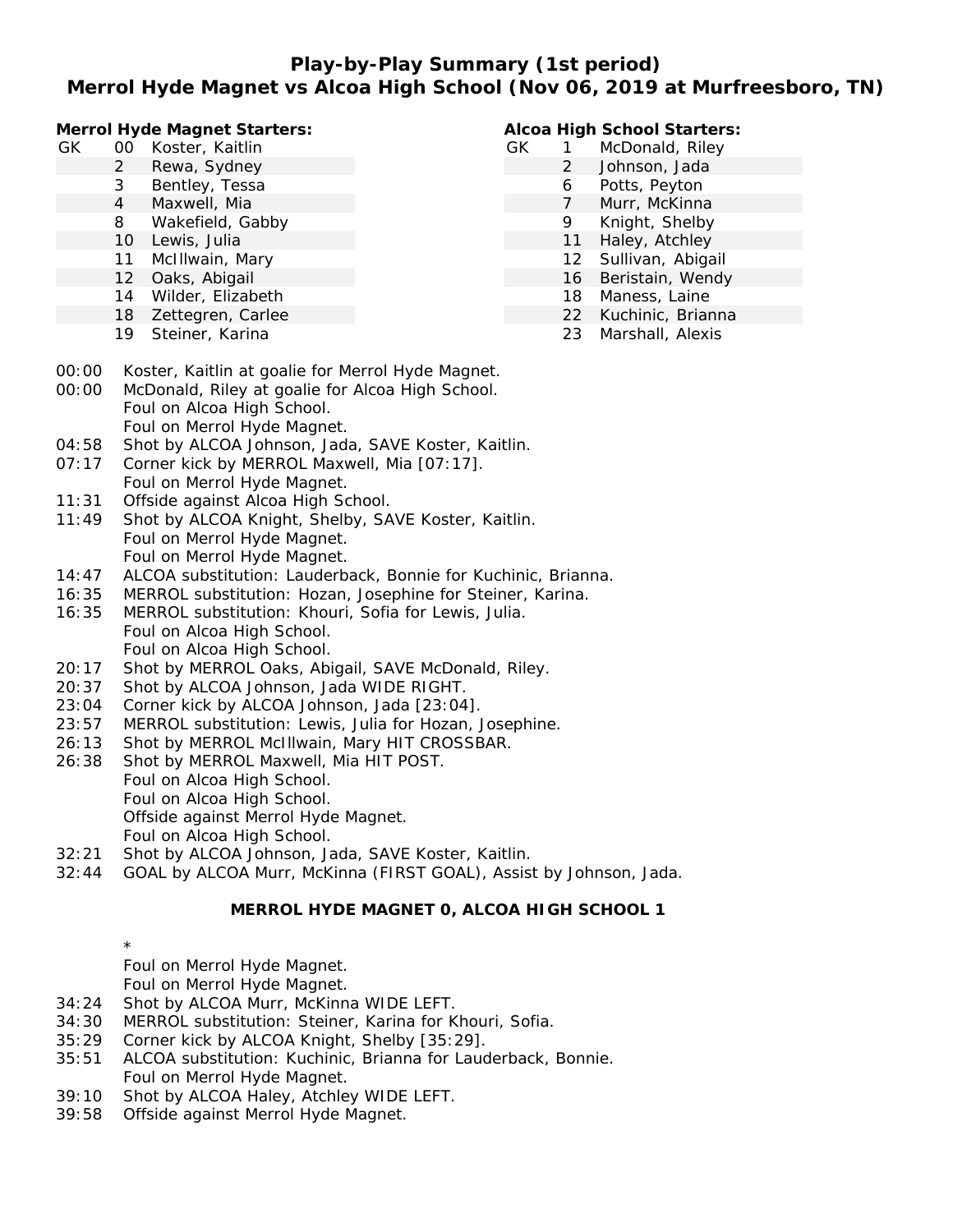# Play-by-Play Summary (1st period)

## Merrol Hyde Magnet vs Alcoa High School (Nov 06, 2019 at Murfreesboro, TN)

**Merrol Hyde Magnet Starters:**

| | | |
|---|---|---|
| GK | 00 | Koster, Kaitlin |
| | 2 | Rewa, Sydney |
| | 3 | Bentley, Tessa |
| | 4 | Maxwell, Mia |
| | 8 | Wakefield, Gabby |
| | 10 | Lewis, Julia |
| | 11 | McIllwain, Mary |
| | 12 | Oaks, Abigail |
| | 14 | Wilder, Elizabeth |
| | 18 | Zettegren, Carlee |
| | 19 | Steiner, Karina |

**Alcoa High School Starters:**

| | | |
|---|---|---|
| GK | 1 | McDonald, Riley |
| | 2 | Johnson, Jada |
| | 6 | Potts, Peyton |
| | 7 | Murr, McKinna |
| | 9 | Knight, Shelby |
| | 11 | Haley, Atchley |
| | 12 | Sullivan, Abigail |
| | 16 | Beristain, Wendy |
| | 18 | Maness, Laine |
| | 22 | Kuchinic, Brianna |
| | 23 | Marshall, Alexis |

| Time | Play |
|---|---|
| 00:00 | Koster, Kaitlin at goalie for Merrol Hyde Magnet. |
| 00:00 | McDonald, Riley at goalie for Alcoa High School. |
| | Foul on Alcoa High School. |
| | Foul on Merrol Hyde Magnet. |
| 04:58 | Shot by ALCOA Johnson, Jada, SAVE Koster, Kaitlin. |
| 07:17 | Corner kick by MERROL Maxwell, Mia [07:17]. |
| | Foul on Merrol Hyde Magnet. |
| 11:31 | Offside against Alcoa High School. |
| 11:49 | Shot by ALCOA Knight, Shelby, SAVE Koster, Kaitlin. |
| | Foul on Merrol Hyde Magnet. |
| | Foul on Merrol Hyde Magnet. |
| 14:47 | ALCOA substitution: Lauderback, Bonnie for Kuchinic, Brianna. |
| 16:35 | MERROL substitution: Hozan, Josephine for Steiner, Karina. |
| 16:35 | MERROL substitution: Khouri, Sofia for Lewis, Julia. |
| | Foul on Alcoa High School. |
| | Foul on Alcoa High School. |
| 20:17 | Shot by MERROL Oaks, Abigail, SAVE McDonald, Riley. |
| 20:37 | Shot by ALCOA Johnson, Jada WIDE RIGHT. |
| 23:04 | Corner kick by ALCOA Johnson, Jada [23:04]. |
| 23:57 | MERROL substitution: Lewis, Julia for Hozan, Josephine. |
| 26:13 | Shot by MERROL McIllwain, Mary HIT CROSSBAR. |
| 26:38 | Shot by MERROL Maxwell, Mia HIT POST. |
| | Foul on Alcoa High School. |
| | Foul on Alcoa High School. |
| | Offside against Merrol Hyde Magnet. |
| | Foul on Alcoa High School. |
| 32:21 | Shot by ALCOA Johnson, Jada, SAVE Koster, Kaitlin. |
| 32:44 | GOAL by ALCOA Murr, McKinna (FIRST GOAL), Assist by Johnson, Jada. |

**MERROL HYDE MAGNET 0, ALCOA HIGH SCHOOL 1**

| Time | Play |
|---|---|
| | * |
| | Foul on Merrol Hyde Magnet. |
| | Foul on Merrol Hyde Magnet. |
| 34:24 | Shot by ALCOA Murr, McKinna WIDE LEFT. |
| 34:30 | MERROL substitution: Steiner, Karina for Khouri, Sofia. |
| 35:29 | Corner kick by ALCOA Knight, Shelby [35:29]. |
| 35:51 | ALCOA substitution: Kuchinic, Brianna for Lauderback, Bonnie. |
| | Foul on Merrol Hyde Magnet. |
| 39:10 | Shot by ALCOA Haley, Atchley WIDE LEFT. |
| 39:58 | Offside against Merrol Hyde Magnet. |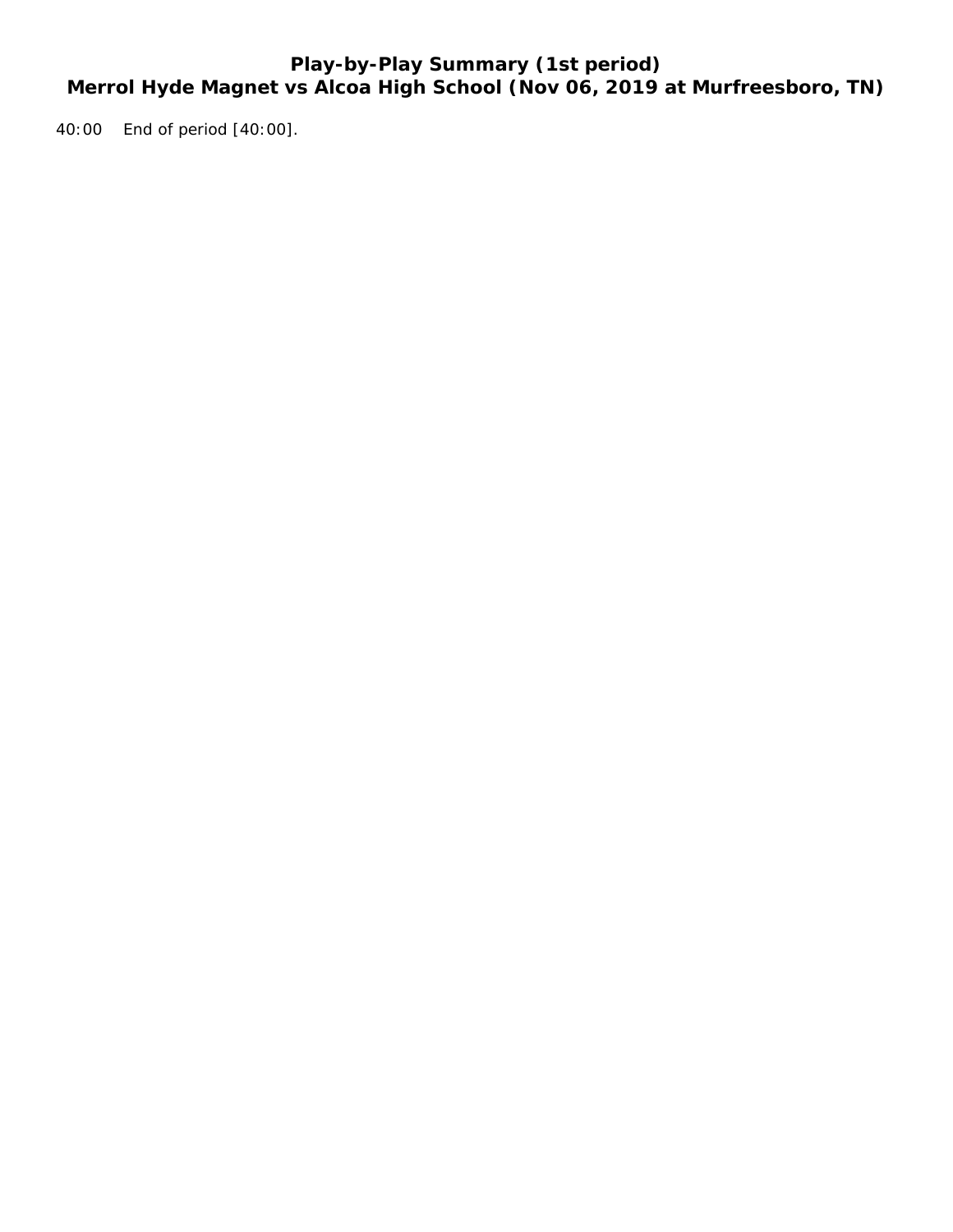# Play-by-Play Summary (1st period)
# Merrol Hyde Magnet vs Alcoa High School (Nov 06, 2019 at Murfreesboro, TN)

40:00 End of period [40:00].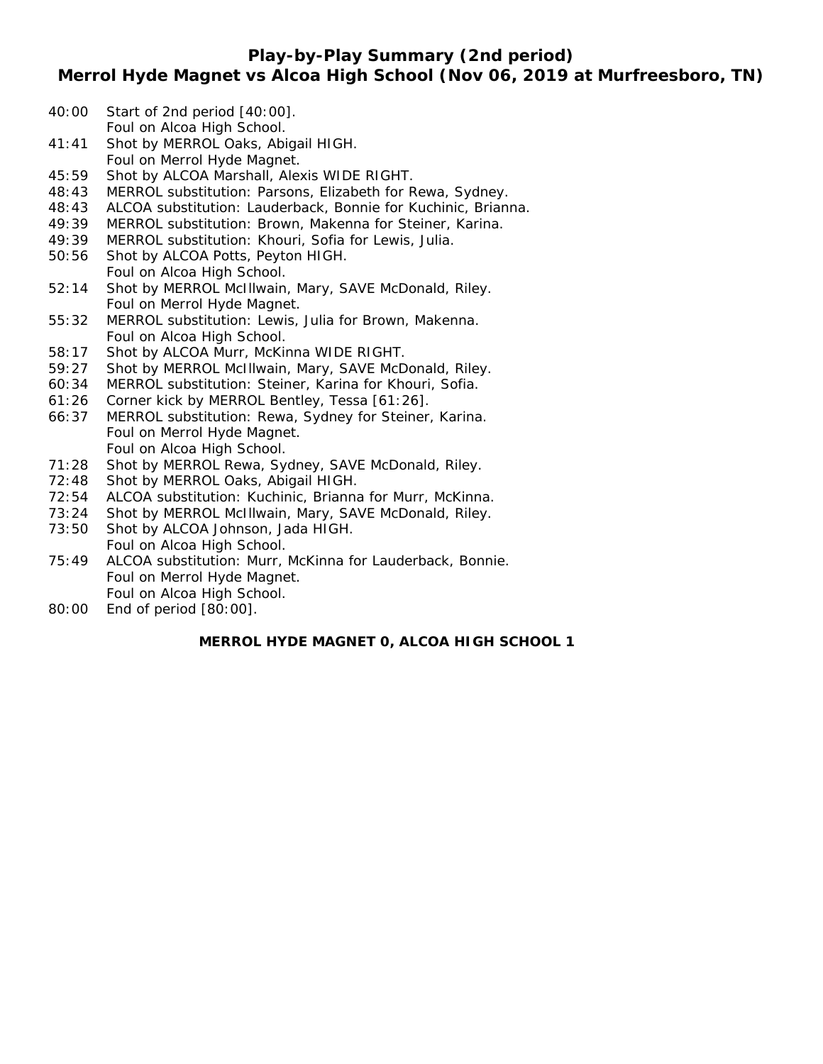# Play-by-Play Summary (2nd period)
## Merrol Hyde Magnet vs Alcoa High School (Nov 06, 2019 at Murfreesboro, TN)

| | |
|---|---|
| 40:00 | Start of 2nd period [40:00]. |
| | Foul on Alcoa High School. |
| 41:41 | Shot by MERROL Oaks, Abigail HIGH. |
| | Foul on Merrol Hyde Magnet. |
| 45:59 | Shot by ALCOA Marshall, Alexis WIDE RIGHT. |
| 48:43 | MERROL substitution: Parsons, Elizabeth for Rewa, Sydney. |
| 48:43 | ALCOA substitution: Lauderback, Bonnie for Kuchinic, Brianna. |
| 49:39 | MERROL substitution: Brown, Makenna for Steiner, Karina. |
| 49:39 | MERROL substitution: Khouri, Sofia for Lewis, Julia. |
| 50:56 | Shot by ALCOA Potts, Peyton HIGH. |
| | Foul on Alcoa High School. |
| 52:14 | Shot by MERROL McIllwain, Mary, SAVE McDonald, Riley. |
| | Foul on Merrol Hyde Magnet. |
| 55:32 | MERROL substitution: Lewis, Julia for Brown, Makenna. |
| | Foul on Alcoa High School. |
| 58:17 | Shot by ALCOA Murr, McKinna WIDE RIGHT. |
| 59:27 | Shot by MERROL McIllwain, Mary, SAVE McDonald, Riley. |
| 60:34 | MERROL substitution: Steiner, Karina for Khouri, Sofia. |
| 61:26 | Corner kick by MERROL Bentley, Tessa [61:26]. |
| 66:37 | MERROL substitution: Rewa, Sydney for Steiner, Karina. |
| | Foul on Merrol Hyde Magnet. |
| | Foul on Alcoa High School. |
| 71:28 | Shot by MERROL Rewa, Sydney, SAVE McDonald, Riley. |
| 72:48 | Shot by MERROL Oaks, Abigail HIGH. |
| 72:54 | ALCOA substitution: Kuchinic, Brianna for Murr, McKinna. |
| 73:24 | Shot by MERROL McIllwain, Mary, SAVE McDonald, Riley. |
| 73:50 | Shot by ALCOA Johnson, Jada HIGH. |
| | Foul on Alcoa High School. |
| 75:49 | ALCOA substitution: Murr, McKinna for Lauderback, Bonnie. |
| | Foul on Merrol Hyde Magnet. |
| | Foul on Alcoa High School. |
| 80:00 | End of period [80:00]. |

**MERROL HYDE MAGNET 0, ALCOA HIGH SCHOOL 1**